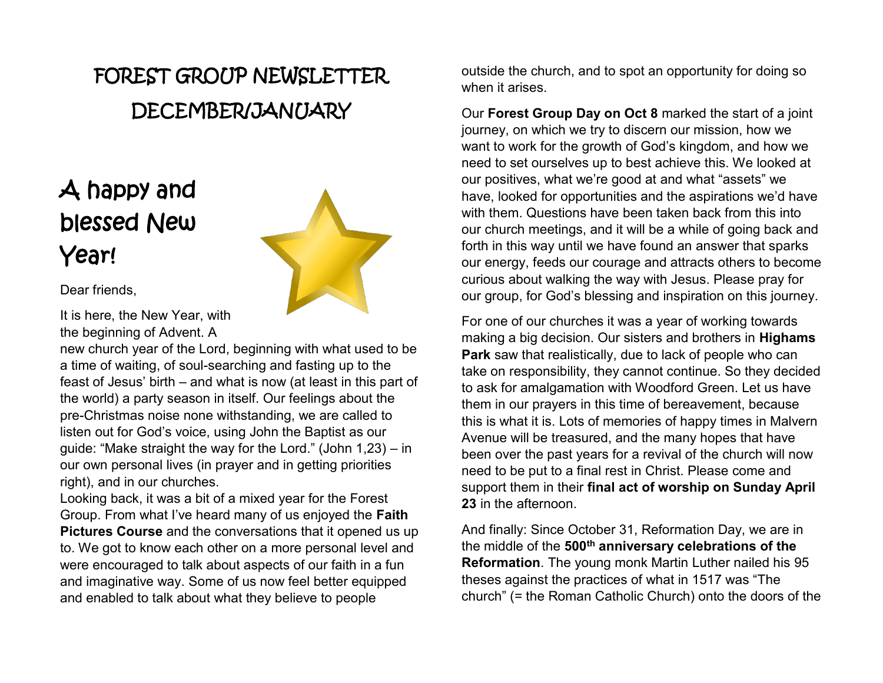# FOREST GROUP NEWSLETTER DECEMBER/JANUARY

## A happy and blessed New Year!

Dear friends,

It is here, the New Year, with the beginning of Advent. A new church year of the Lord, beginning with what used to be a time of waiting, of soul-searching and fasting up to the feast of Jesus' birth – and what is now (at least in this part of the world) a party season in itself. Our feelings about the pre-Christmas noise none withstanding, we are called to listen out for God's voice, using John the Baptist as our guide: "Make straight the way for the Lord." (John 1,23) – in our own personal lives (in prayer and in getting priorities right), and in our churches.

Looking back, it was a bit of a mixed year for the Forest Group. From what I've heard many of us enjoyed the **Faith Pictures Course** and the conversations that it opened us up to. We got to know each other on a more personal level and were encouraged to talk about aspects of our faith in a fun and imaginative way. Some of us now feel better equipped and enabled to talk about what they believe to people outside the church, and to spot an opportunity for doing so when it arises.

Our **Forest Group Day on Oct 8** marked the start of a joint journey, on which we try to discern our mission, how we want to work for the growth of God's kingdom, and how we need to set ourselves up to best achieve this. We looked at our positives, what we're good at and what "assets" we have, looked for opportunities and the aspirations we'd have with them. Questions have been taken back from this into our church meetings, and it will be a while of going back and forth in this way until we have found an answer that sparks our energy, feeds our courage and attracts others to become curious about walking the way with Jesus. Please pray for our group, for God's blessing and inspiration on this journey.

For one of our churches it was a year of working towards making a big decision. Our sisters and brothers in **Highams Park** saw that realistically, due to lack of people who can take on responsibility, they cannot continue. So they decided to ask for amalgamation with Woodford Green. Let us have them in our prayers in this time of bereavement, because this is what it is. Lots of memories of happy times in Malvern Avenue will be treasured, and the many hopes that have been over the past years for a revival of the church will now need to be put to a final rest in Christ. Please come and support them in their **final act of worship on Sunday April 23** in the afternoon.

And finally: Since October 31, Reformation Day, we are in the middle of the **500th anniversary celebrations of the Reformation**. The young monk Martin Luther nailed his 95 theses against the practices of what in 1517 was "The church" (= the Roman Catholic Church) onto the doors of the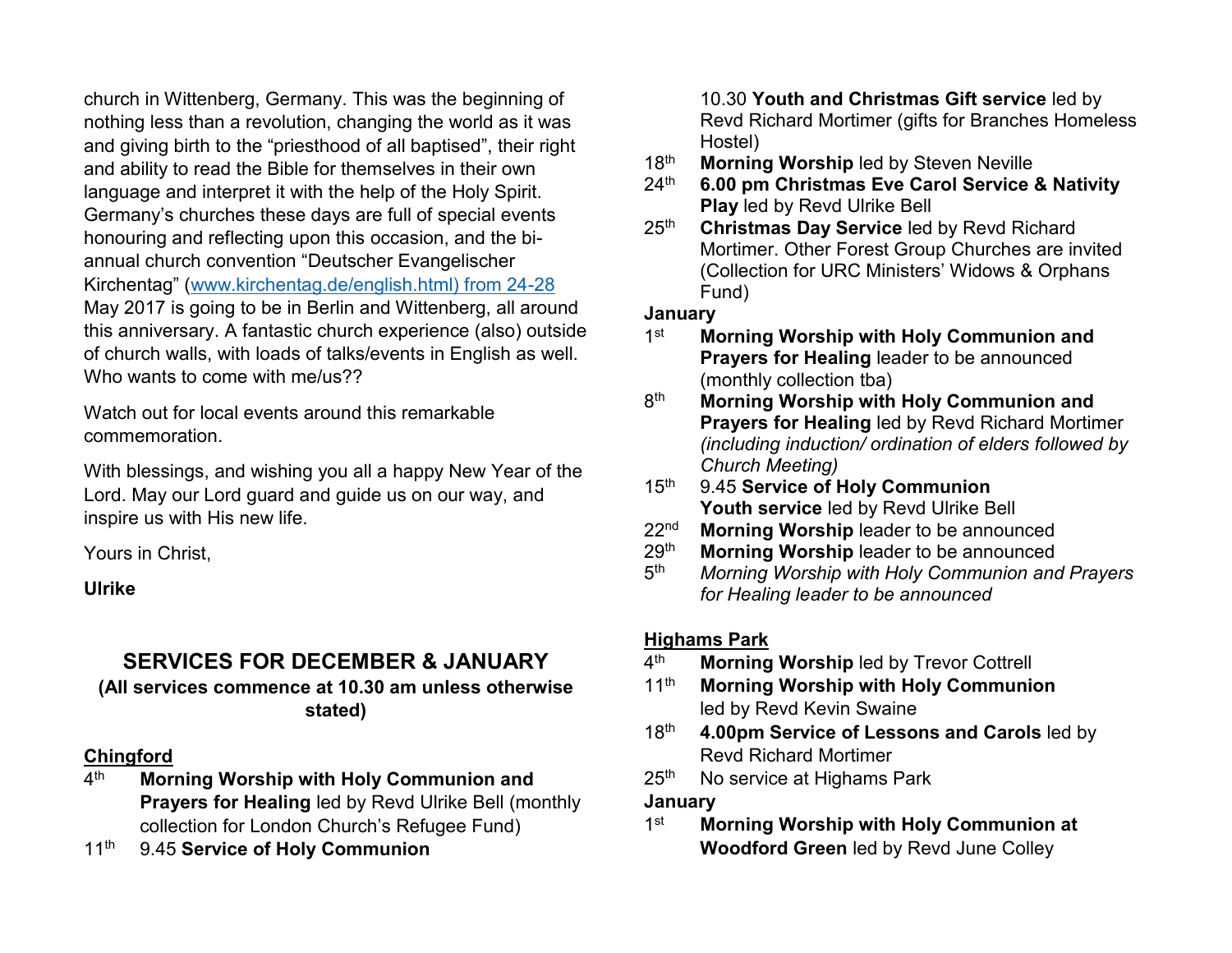church in Wittenberg, Germany. This was the beginning of nothing less than a revolution, changing the world as it was and giving birth to the "priesthood of all baptised", their right and ability to read the Bible for themselves in their own language and interpret it with the help of the Holy Spirit. Germany's churches these days are full of special events honouring and reflecting upon this occasion, and the bi-annual church convention "Deutscher Evangelischer Kirchentag" (www.kirchentag.de/english.html) from 24-28 May 2017 is going to be in Berlin and Wittenberg, all around this anniversary. A fantastic church experience (also) outside of church walls, with loads of talks/events in English as well. Who wants to come with me/us??

Watch out for local events around this remarkable commemoration.

With blessings, and wishing you all a happy New Year of the Lord. May our Lord guard and guide us on our way, and inspire us with His new life.

Yours in Christ,

**Ulrike**

## SERVICES FOR DECEMBER & JANUARY

**(All services commence at 10.30 am unless otherwise stated)**

### Chingford

- 4th **Morning Worship with Holy Communion and Prayers for Healing** led by Revd Ulrike Bell (monthly collection for London Church's Refugee Fund)
- 11th 9.45 **Service of Holy Communion**
  10.30 **Youth and Christmas Gift service** led by Revd Richard Mortimer (gifts for Branches Homeless Hostel)
- 18th **Morning Worship** led by Steven Neville
- 24th **6.00 pm Christmas Eve Carol Service & Nativity Play** led by Revd Ulrike Bell
- 25th **Christmas Day Service** led by Revd Richard Mortimer. Other Forest Group Churches are invited (Collection for URC Ministers' Widows & Orphans Fund)

**January**

- 1st **Morning Worship with Holy Communion and Prayers for Healing** leader to be announced (monthly collection tba)
- 8th **Morning Worship with Holy Communion and Prayers for Healing** led by Revd Richard Mortimer *(including induction/ ordination of elders followed by Church Meeting)*
- 15th 9.45 **Service of Holy Communion**
  **Youth service** led by Revd Ulrike Bell
- 22nd **Morning Worship** leader to be announced
- 29th **Morning Worship** leader to be announced
- 5th *Morning Worship with Holy Communion and Prayers for Healing leader to be announced*

### Highams Park

- 4th **Morning Worship** led by Trevor Cottrell
- 11th **Morning Worship with Holy Communion** led by Revd Kevin Swaine
- 18th **4.00pm Service of Lessons and Carols** led by Revd Richard Mortimer
- 25th No service at Highams Park

**January**

- 1st **Morning Worship with Holy Communion at Woodford Green** led by Revd June Colley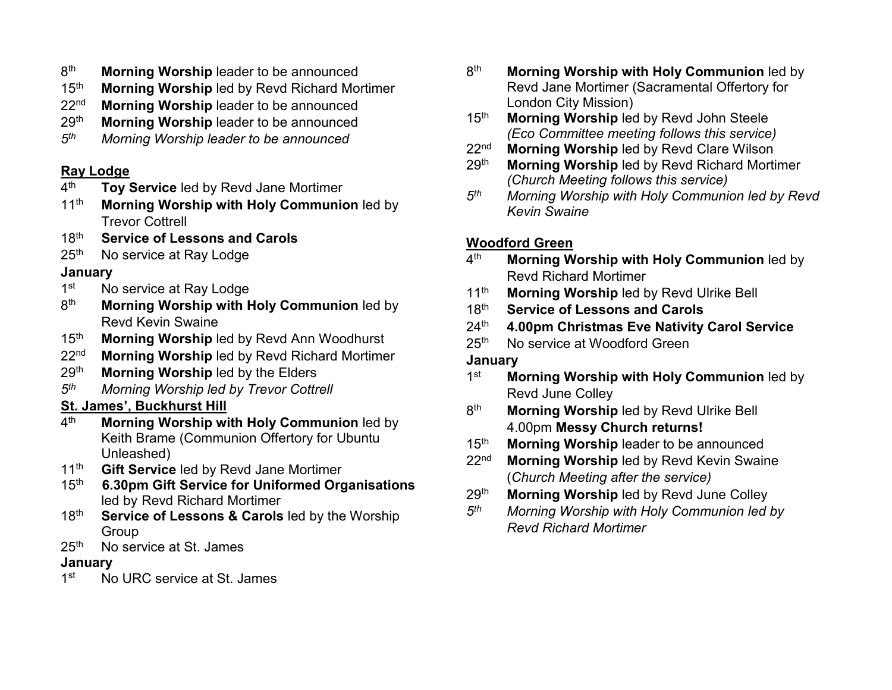8th **Morning Worship** leader to be announced
15th **Morning Worship** led by Revd Richard Mortimer
22nd **Morning Worship** leader to be announced
29th **Morning Worship** leader to be announced
*5th Morning Worship leader to be announced*

## Ray Lodge

4th **Toy Service** led by Revd Jane Mortimer
11th **Morning Worship with Holy Communion** led by Trevor Cottrell
18th **Service of Lessons and Carols**
25th No service at Ray Lodge

**January**

1st No service at Ray Lodge
8th **Morning Worship with Holy Communion** led by Revd Kevin Swaine
15th **Morning Worship** led by Revd Ann Woodhurst
22nd **Morning Worship** led by Revd Richard Mortimer
29th **Morning Worship** led by the Elders
*5th Morning Worship led by Trevor Cottrell*

## St. James', Buckhurst Hill

4th **Morning Worship with Holy Communion** led by Keith Brame (Communion Offertory for Ubuntu Unleashed)
11th **Gift Service** led by Revd Jane Mortimer
15th **6.30pm Gift Service for Uniformed Organisations** led by Revd Richard Mortimer
18th **Service of Lessons & Carols** led by the Worship Group
25th No service at St. James

**January**

1st No URC service at St. James
8th **Morning Worship with Holy Communion** led by Revd Jane Mortimer (Sacramental Offertory for London City Mission)
15th **Morning Worship** led by Revd John Steele *(Eco Committee meeting follows this service)*
22nd **Morning Worship** led by Revd Clare Wilson
29th **Morning Worship** led by Revd Richard Mortimer *(Church Meeting follows this service)*
*5th Morning Worship with Holy Communion led by Revd Kevin Swaine*

## Woodford Green

4th **Morning Worship with Holy Communion** led by Revd Richard Mortimer
11th **Morning Worship** led by Revd Ulrike Bell
18th **Service of Lessons and Carols**
24th **4.00pm Christmas Eve Nativity Carol Service**
25th No service at Woodford Green

**January**

1st **Morning Worship with Holy Communion** led by Revd June Colley
8th **Morning Worship** led by Revd Ulrike Bell
4.00pm **Messy Church returns!**
15th **Morning Worship** leader to be announced
22nd **Morning Worship** led by Revd Kevin Swaine (*Church Meeting after the service)*
29th **Morning Worship** led by Revd June Colley
*5th Morning Worship with Holy Communion led by Revd Richard Mortimer*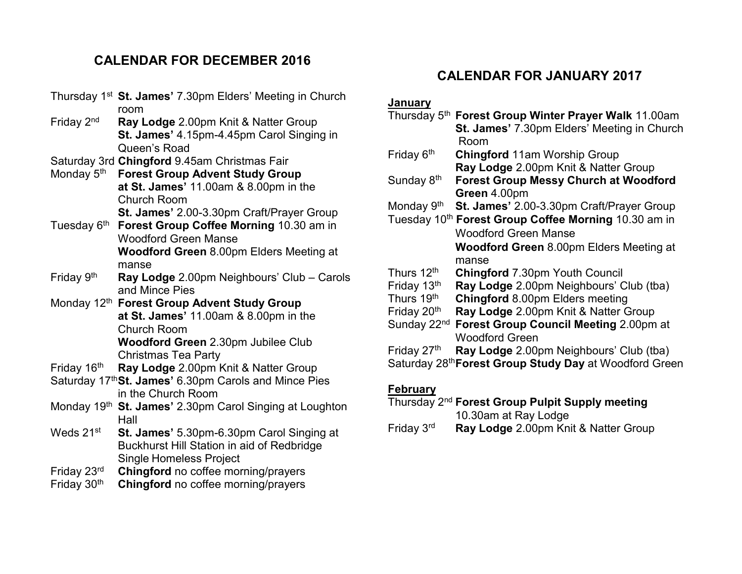## CALENDAR FOR DECEMBER 2016

Thursday 1st **St. James'** 7.30pm Elders' Meeting in Church room

Friday 2nd **Ray Lodge** 2.00pm Knit & Natter Group
**St. James'** 4.15pm-4.45pm Carol Singing in Queen's Road

Saturday 3rd **Chingford** 9.45am Christmas Fair

Monday 5th **Forest Group Advent Study Group at St. James'** 11.00am & 8.00pm in the Church Room
**St. James'** 2.00-3.30pm Craft/Prayer Group

Tuesday 6th **Forest Group Coffee Morning** 10.30 am in Woodford Green Manse
**Woodford Green** 8.00pm Elders Meeting at manse

Friday 9th **Ray Lodge** 2.00pm Neighbours' Club – Carols and Mince Pies

Monday 12th **Forest Group Advent Study Group at St. James'** 11.00am & 8.00pm in the Church Room
**Woodford Green** 2.30pm Jubilee Club Christmas Tea Party

Friday 16th **Ray Lodge** 2.00pm Knit & Natter Group

Saturday 17th **St. James'** 6.30pm Carols and Mince Pies in the Church Room

Monday 19th **St. James'** 2.30pm Carol Singing at Loughton Hall

Weds 21st **St. James'** 5.30pm-6.30pm Carol Singing at Buckhurst Hill Station in aid of Redbridge Single Homeless Project

Friday 23rd **Chingford** no coffee morning/prayers

Friday 30th **Chingford** no coffee morning/prayers

## CALENDAR FOR JANUARY 2017

**January**

Thursday 5th **Forest Group Winter Prayer Walk** 11.00am
**St. James'** 7.30pm Elders' Meeting in Church Room

Friday 6th **Chingford** 11am Worship Group
**Ray Lodge** 2.00pm Knit & Natter Group

Sunday 8th **Forest Group Messy Church at Woodford Green** 4.00pm

Monday 9th **St. James'** 2.00-3.30pm Craft/Prayer Group

Tuesday 10th **Forest Group Coffee Morning** 10.30 am in Woodford Green Manse
**Woodford Green** 8.00pm Elders Meeting at manse

Thurs 12th **Chingford** 7.30pm Youth Council

Friday 13th **Ray Lodge** 2.00pm Neighbours' Club (tba)

Thurs 19th **Chingford** 8.00pm Elders meeting

Friday 20th **Ray Lodge** 2.00pm Knit & Natter Group

Sunday 22nd **Forest Group Council Meeting** 2.00pm at Woodford Green

Friday 27th **Ray Lodge** 2.00pm Neighbours' Club (tba)

Saturday 28th **Forest Group Study Day** at Woodford Green

**February**

Thursday 2nd **Forest Group Pulpit Supply meeting** 10.30am at Ray Lodge

Friday 3rd **Ray Lodge** 2.00pm Knit & Natter Group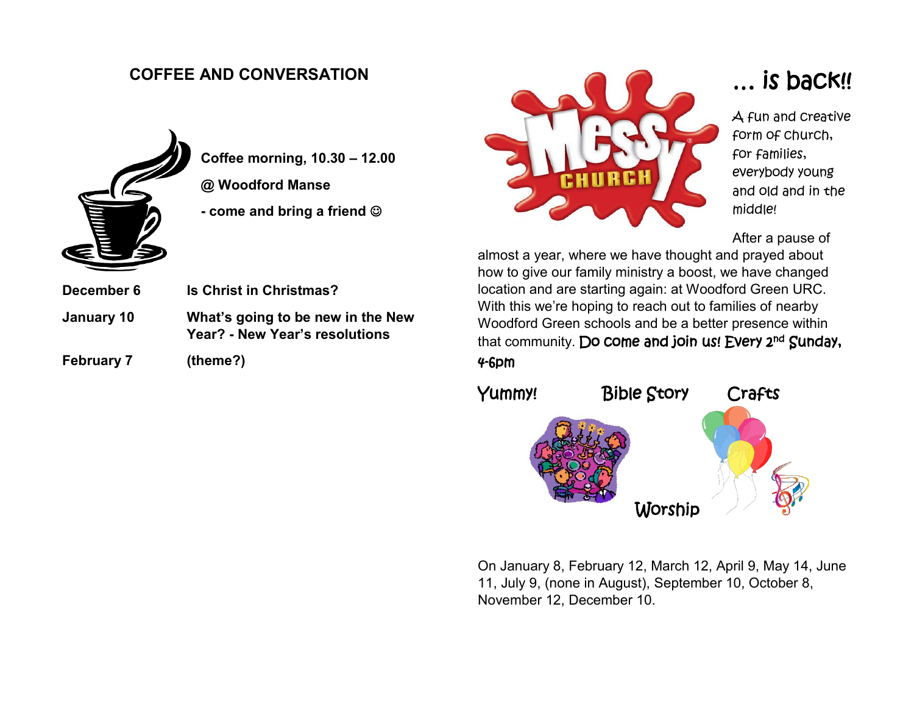## COFFEE AND CONVERSATION

**Coffee morning, 10.30 – 12.00**

**@ Woodford Manse**

**- come and bring a friend ☺**

| | |
|---|---|
| **December 6** | **Is Christ in Christmas?** |
| **January 10** | **What's going to be new in the New Year? - New Year's resolutions** |
| **February 7** | **(theme?)** |

## Messy Church ... is back!!

A fun and creative form of church, for families, everybody young and old and in the middle!

After a pause of almost a year, where we have thought and prayed about how to give our family ministry a boost, we have changed location and are starting again: at Woodford Green URC. With this we're hoping to reach out to families of nearby Woodford Green schools and be a better presence within that community. Do come and join us! Every 2nd Sunday, 4-6pm

Yummy! Bible Story Crafts Worship

On January 8, February 12, March 12, April 9, May 14, June 11, July 9, (none in August), September 10, October 8, November 12, December 10.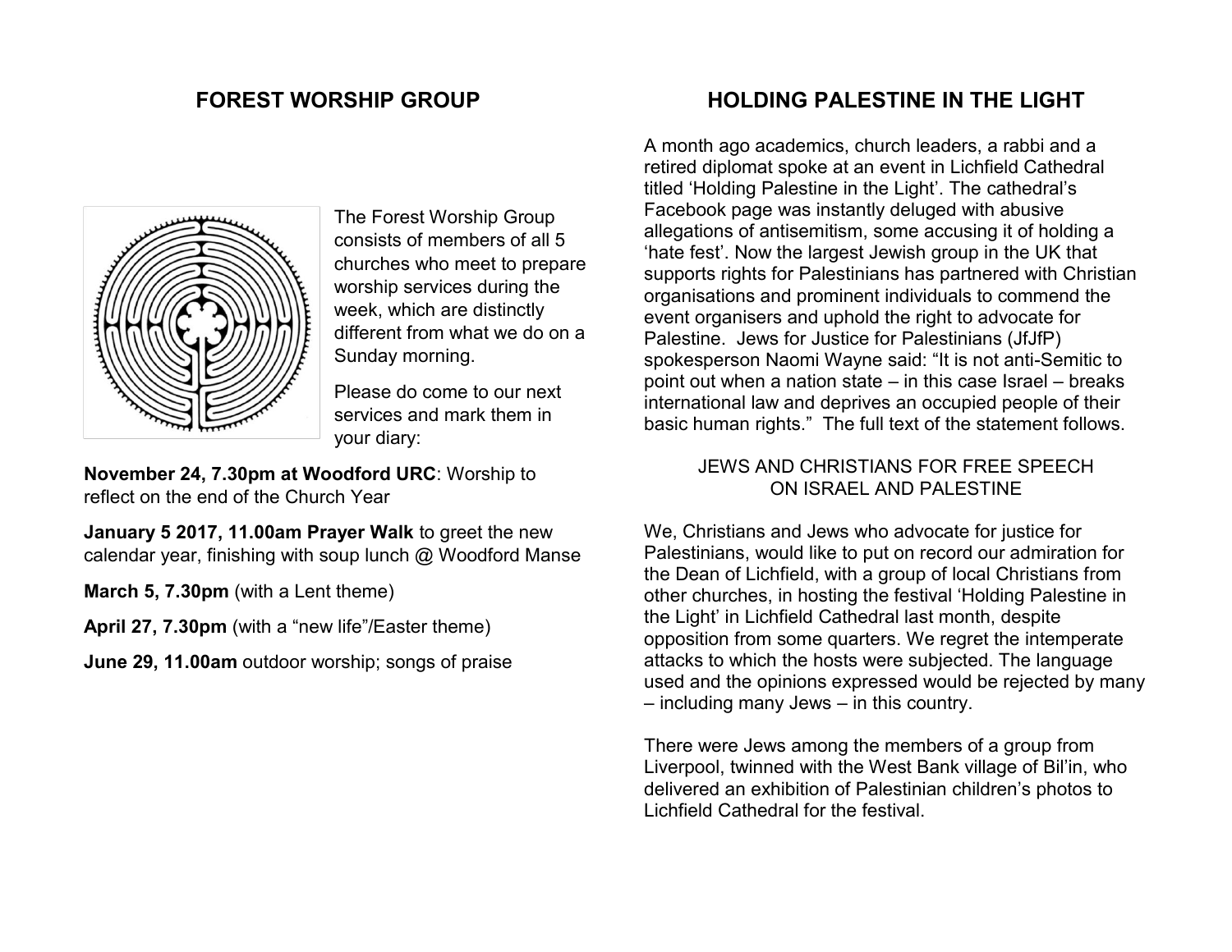## FOREST WORSHIP GROUP

The Forest Worship Group consists of members of all 5 churches who meet to prepare worship services during the week, which are distinctly different from what we do on a Sunday morning.

Please do come to our next services and mark them in your diary:

**November 24, 7.30pm at Woodford URC**: Worship to reflect on the end of the Church Year

**January 5 2017, 11.00am Prayer Walk** to greet the new calendar year, finishing with soup lunch @ Woodford Manse

**March 5, 7.30pm** (with a Lent theme)

**April 27, 7.30pm** (with a "new life"/Easter theme)

**June 29, 11.00am** outdoor worship; songs of praise

## HOLDING PALESTINE IN THE LIGHT

A month ago academics, church leaders, a rabbi and a retired diplomat spoke at an event in Lichfield Cathedral titled 'Holding Palestine in the Light'. The cathedral's Facebook page was instantly deluged with abusive allegations of antisemitism, some accusing it of holding a 'hate fest'. Now the largest Jewish group in the UK that supports rights for Palestinians has partnered with Christian organisations and prominent individuals to commend the event organisers and uphold the right to advocate for Palestine. Jews for Justice for Palestinians (JfJfP) spokesperson Naomi Wayne said: "It is not anti-Semitic to point out when a nation state – in this case Israel – breaks international law and deprives an occupied people of their basic human rights." The full text of the statement follows.

JEWS AND CHRISTIANS FOR FREE SPEECH ON ISRAEL AND PALESTINE

We, Christians and Jews who advocate for justice for Palestinians, would like to put on record our admiration for the Dean of Lichfield, with a group of local Christians from other churches, in hosting the festival 'Holding Palestine in the Light' in Lichfield Cathedral last month, despite opposition from some quarters. We regret the intemperate attacks to which the hosts were subjected. The language used and the opinions expressed would be rejected by many – including many Jews – in this country.

There were Jews among the members of a group from Liverpool, twinned with the West Bank village of Bil'in, who delivered an exhibition of Palestinian children's photos to Lichfield Cathedral for the festival.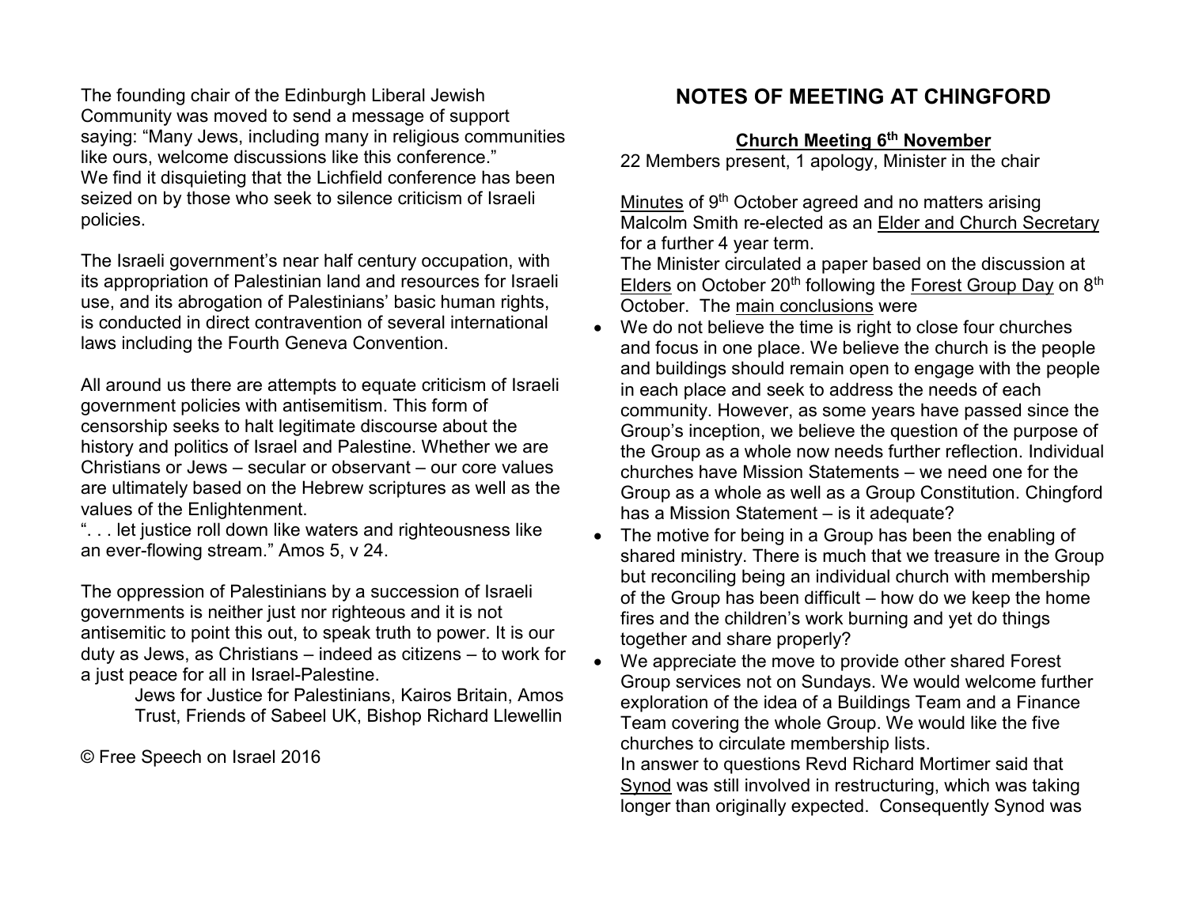The founding chair of the Edinburgh Liberal Jewish Community was moved to send a message of support saying: "Many Jews, including many in religious communities like ours, welcome discussions like this conference."
We find it disquieting that the Lichfield conference has been seized on by those who seek to silence criticism of Israeli policies.

The Israeli government's near half century occupation, with its appropriation of Palestinian land and resources for Israeli use, and its abrogation of Palestinians' basic human rights, is conducted in direct contravention of several international laws including the Fourth Geneva Convention.

All around us there are attempts to equate criticism of Israeli government policies with antisemitism. This form of censorship seeks to halt legitimate discourse about the history and politics of Israel and Palestine. Whether we are Christians or Jews – secular or observant – our core values are ultimately based on the Hebrew scriptures as well as the values of the Enlightenment.
". . . let justice roll down like waters and righteousness like an ever-flowing stream." Amos 5, v 24.

The oppression of Palestinians by a succession of Israeli governments is neither just nor righteous and it is not antisemitic to point this out, to speak truth to power. It is our duty as Jews, as Christians – indeed as citizens – to work for a just peace for all in Israel-Palestine.

> Jews for Justice for Palestinians, Kairos Britain, Amos Trust, Friends of Sabeel UK, Bishop Richard Llewellin

© Free Speech on Israel 2016

## NOTES OF MEETING AT CHINGFORD

**Church Meeting 6th November**

22 Members present, 1 apology, Minister in the chair

Minutes of 9th October agreed and no matters arising
Malcolm Smith re-elected as an Elder and Church Secretary for a further 4 year term.
The Minister circulated a paper based on the discussion at Elders on October 20th following the Forest Group Day on 8th October. The main conclusions were

- We do not believe the time is right to close four churches and focus in one place. We believe the church is the people and buildings should remain open to engage with the people in each place and seek to address the needs of each community. However, as some years have passed since the Group's inception, we believe the question of the purpose of the Group as a whole now needs further reflection. Individual churches have Mission Statements – we need one for the Group as a whole as well as a Group Constitution. Chingford has a Mission Statement – is it adequate?
- The motive for being in a Group has been the enabling of shared ministry. There is much that we treasure in the Group but reconciling being an individual church with membership of the Group has been difficult – how do we keep the home fires and the children's work burning and yet do things together and share properly?
- We appreciate the move to provide other shared Forest Group services not on Sundays. We would welcome further exploration of the idea of a Buildings Team and a Finance Team covering the whole Group. We would like the five churches to circulate membership lists.

In answer to questions Revd Richard Mortimer said that Synod was still involved in restructuring, which was taking longer than originally expected. Consequently Synod was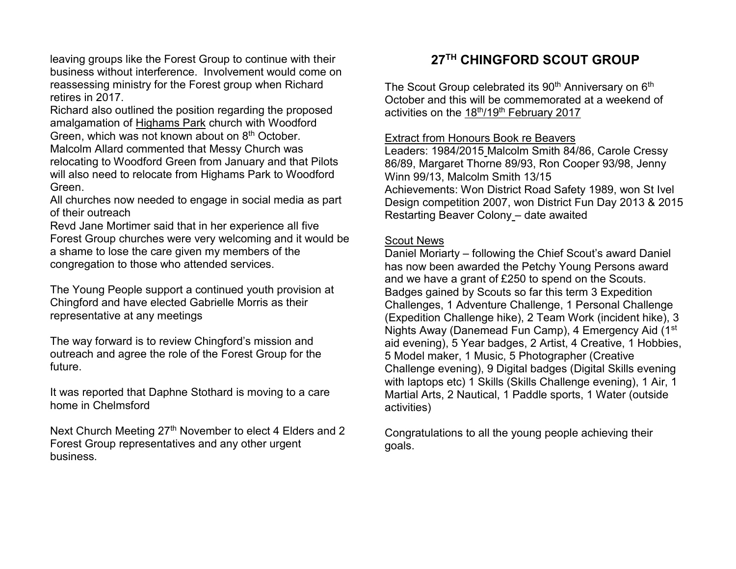leaving groups like the Forest Group to continue with their business without interference. Involvement would come on reassessing ministry for the Forest group when Richard retires in 2017.

Richard also outlined the position regarding the proposed amalgamation of Highams Park church with Woodford Green, which was not known about on 8th October.

Malcolm Allard commented that Messy Church was relocating to Woodford Green from January and that Pilots will also need to relocate from Highams Park to Woodford Green.

All churches now needed to engage in social media as part of their outreach

Revd Jane Mortimer said that in her experience all five Forest Group churches were very welcoming and it would be a shame to lose the care given my members of the congregation to those who attended services.

The Young People support a continued youth provision at Chingford and have elected Gabrielle Morris as their representative at any meetings

The way forward is to review Chingford's mission and outreach and agree the role of the Forest Group for the future.

It was reported that Daphne Stothard is moving to a care home in Chelmsford

Next Church Meeting 27th November to elect 4 Elders and 2 Forest Group representatives and any other urgent business.

## 27TH CHINGFORD SCOUT GROUP

The Scout Group celebrated its 90th Anniversary on 6th October and this will be commemorated at a weekend of activities on the 18th/19th February 2017

Extract from Honours Book re Beavers

Leaders: 1984/2015 Malcolm Smith 84/86, Carole Cressy 86/89, Margaret Thorne 89/93, Ron Cooper 93/98, Jenny Winn 99/13, Malcolm Smith 13/15

Achievements: Won District Road Safety 1989, won St Ivel Design competition 2007, won District Fun Day 2013 & 2015

Restarting Beaver Colony – date awaited

Scout News

Daniel Moriarty – following the Chief Scout's award Daniel has now been awarded the Petchy Young Persons award and we have a grant of £250 to spend on the Scouts.

Badges gained by Scouts so far this term 3 Expedition Challenges, 1 Adventure Challenge, 1 Personal Challenge (Expedition Challenge hike), 2 Team Work (incident hike), 3 Nights Away (Danemead Fun Camp), 4 Emergency Aid (1st aid evening), 5 Year badges, 2 Artist, 4 Creative, 1 Hobbies, 5 Model maker, 1 Music, 5 Photographer (Creative Challenge evening), 9 Digital badges (Digital Skills evening with laptops etc) 1 Skills (Skills Challenge evening), 1 Air, 1 Martial Arts, 2 Nautical, 1 Paddle sports, 1 Water (outside activities)

Congratulations to all the young people achieving their goals.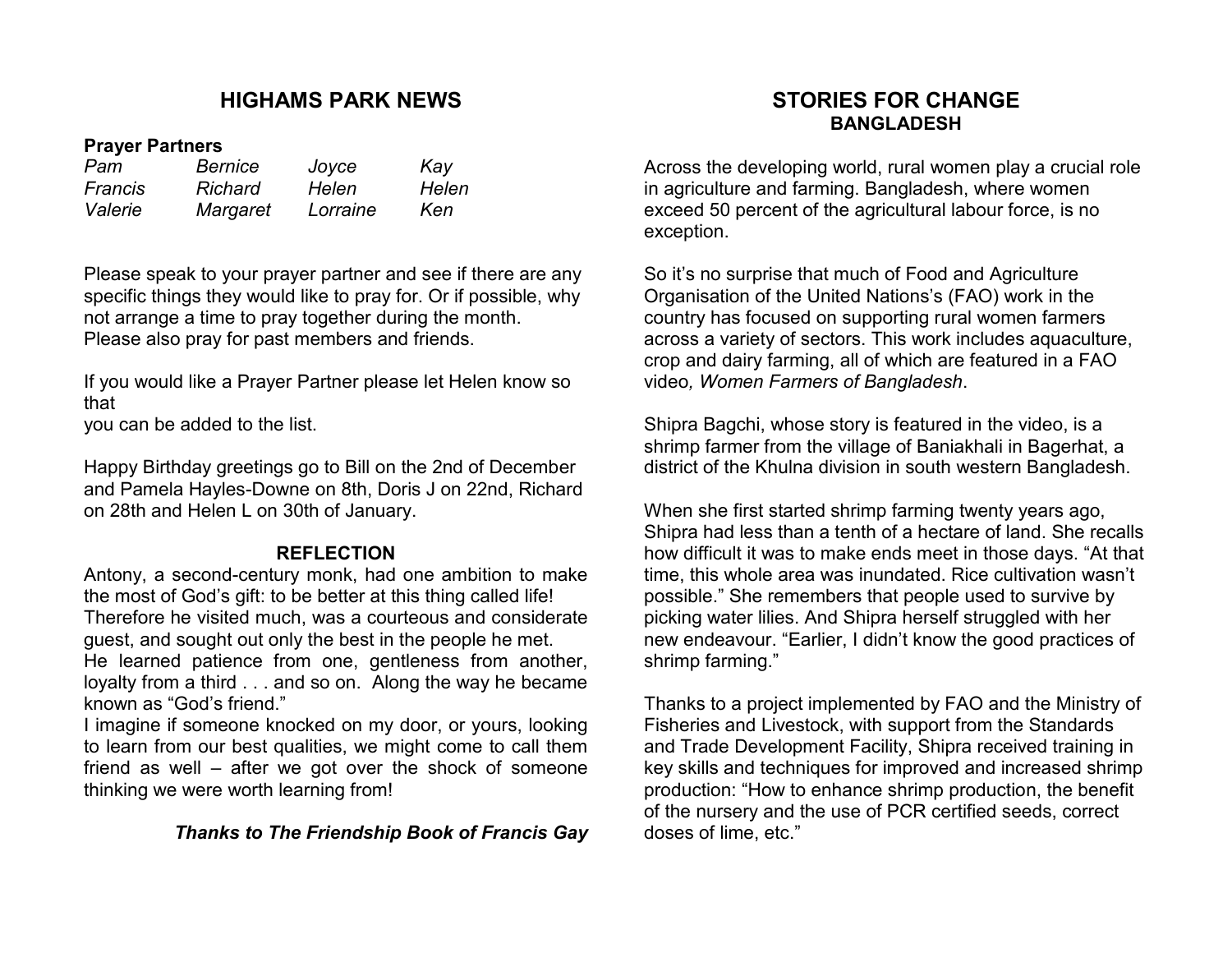## HIGHAMS PARK NEWS

**Prayer Partners**

| | | | |
|---|---|---|---|
| *Pam* | *Bernice* | *Joyce* | *Kay* |
| *Francis* | *Richard* | *Helen* | *Helen* |
| *Valerie* | *Margaret* | *Lorraine* | *Ken* |

Please speak to your prayer partner and see if there are any specific things they would like to pray for. Or if possible, why not arrange a time to pray together during the month. Please also pray for past members and friends.

If you would like a Prayer Partner please let Helen know so that
you can be added to the list.

Happy Birthday greetings go to Bill on the 2nd of December and Pamela Hayles-Downe on 8th, Doris J on 22nd, Richard on 28th and Helen L on 30th of January.

### REFLECTION

Antony, a second-century monk, had one ambition to make the most of God's gift: to be better at this thing called life! Therefore he visited much, was a courteous and considerate guest, and sought out only the best in the people he met.
He learned patience from one, gentleness from another, loyalty from a third . . . and so on. Along the way he became known as "God's friend."
I imagine if someone knocked on my door, or yours, looking to learn from our best qualities, we might come to call them friend as well – after we got over the shock of someone thinking we were worth learning from!

***Thanks to The Friendship Book of Francis Gay***

## STORIES FOR CHANGE
### BANGLADESH

Across the developing world, rural women play a crucial role in agriculture and farming. Bangladesh, where women exceed 50 percent of the agricultural labour force, is no exception.

So it's no surprise that much of Food and Agriculture Organisation of the United Nations's (FAO) work in the country has focused on supporting rural women farmers across a variety of sectors. This work includes aquaculture, crop and dairy farming, all of which are featured in a FAO video*, Women Farmers of Bangladesh*.

Shipra Bagchi, whose story is featured in the video, is a shrimp farmer from the village of Baniakhali in Bagerhat, a district of the Khulna division in south western Bangladesh.

When she first started shrimp farming twenty years ago, Shipra had less than a tenth of a hectare of land. She recalls how difficult it was to make ends meet in those days. "At that time, this whole area was inundated. Rice cultivation wasn't possible." She remembers that people used to survive by picking water lilies. And Shipra herself struggled with her new endeavour. "Earlier, I didn't know the good practices of shrimp farming."

Thanks to a project implemented by FAO and the Ministry of Fisheries and Livestock, with support from the Standards and Trade Development Facility, Shipra received training in key skills and techniques for improved and increased shrimp production: "How to enhance shrimp production, the benefit of the nursery and the use of PCR certified seeds, correct doses of lime, etc."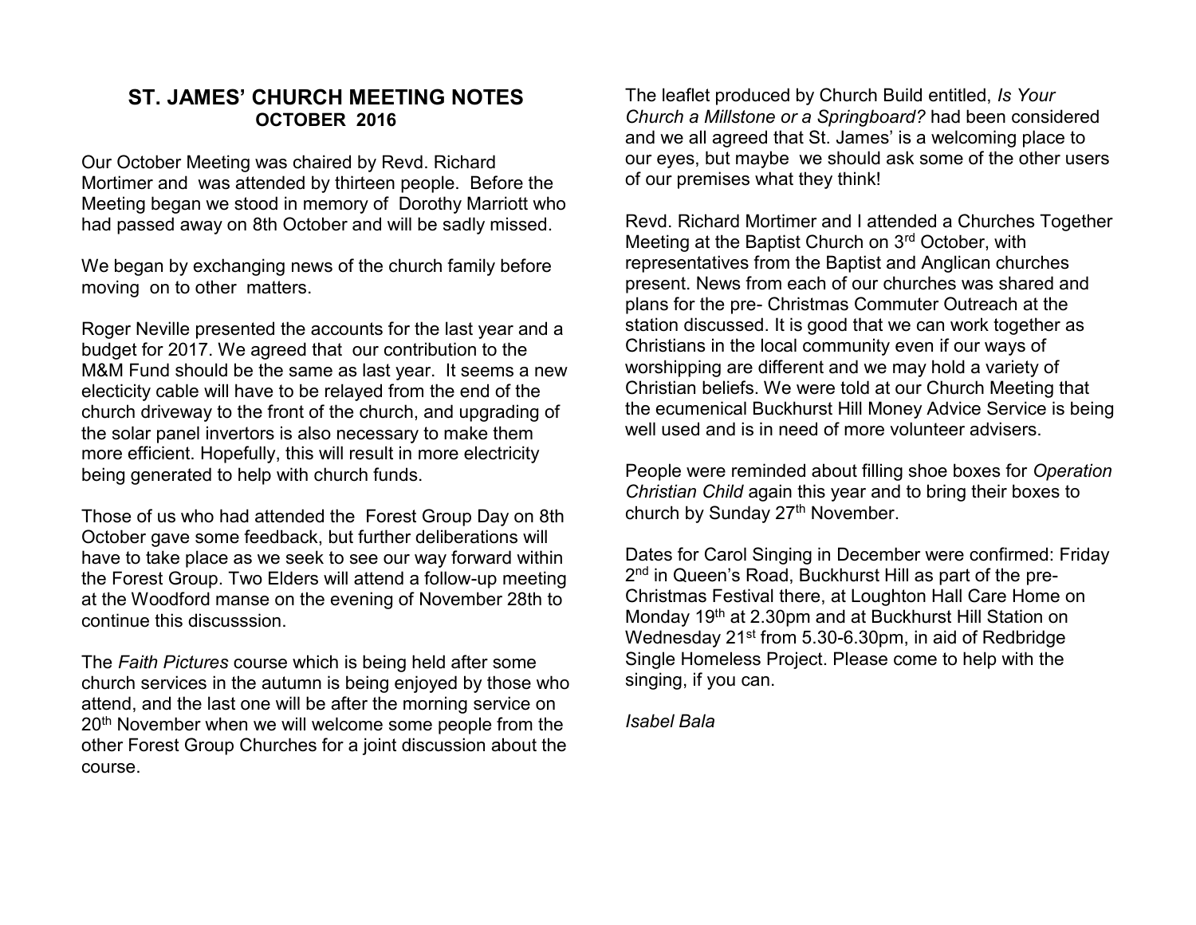## ST. JAMES' CHURCH MEETING NOTES
### OCTOBER 2016

Our October Meeting was chaired by Revd. Richard Mortimer and was attended by thirteen people. Before the Meeting began we stood in memory of Dorothy Marriott who had passed away on 8th October and will be sadly missed.

We began by exchanging news of the church family before moving on to other matters.

Roger Neville presented the accounts for the last year and a budget for 2017. We agreed that our contribution to the M&M Fund should be the same as last year. It seems a new electicity cable will have to be relayed from the end of the church driveway to the front of the church, and upgrading of the solar panel invertors is also necessary to make them more efficient. Hopefully, this will result in more electricity being generated to help with church funds.

Those of us who had attended the Forest Group Day on 8th October gave some feedback, but further deliberations will have to take place as we seek to see our way forward within the Forest Group. Two Elders will attend a follow-up meeting at the Woodford manse on the evening of November 28th to continue this discusssion.

The *Faith Pictures* course which is being held after some church services in the autumn is being enjoyed by those who attend, and the last one will be after the morning service on 20th November when we will welcome some people from the other Forest Group Churches for a joint discussion about the course.

The leaflet produced by Church Build entitled, *Is Your Church a Millstone or a Springboard?* had been considered and we all agreed that St. James' is a welcoming place to our eyes, but maybe we should ask some of the other users of our premises what they think!

Revd. Richard Mortimer and I attended a Churches Together Meeting at the Baptist Church on 3rd October, with representatives from the Baptist and Anglican churches present. News from each of our churches was shared and plans for the pre- Christmas Commuter Outreach at the station discussed. It is good that we can work together as Christians in the local community even if our ways of worshipping are different and we may hold a variety of Christian beliefs. We were told at our Church Meeting that the ecumenical Buckhurst Hill Money Advice Service is being well used and is in need of more volunteer advisers.

People were reminded about filling shoe boxes for *Operation Christian Child* again this year and to bring their boxes to church by Sunday 27th November.

Dates for Carol Singing in December were confirmed: Friday 2nd in Queen's Road, Buckhurst Hill as part of the pre-Christmas Festival there, at Loughton Hall Care Home on Monday 19th at 2.30pm and at Buckhurst Hill Station on Wednesday 21st from 5.30-6.30pm, in aid of Redbridge Single Homeless Project. Please come to help with the singing, if you can.

*Isabel Bala*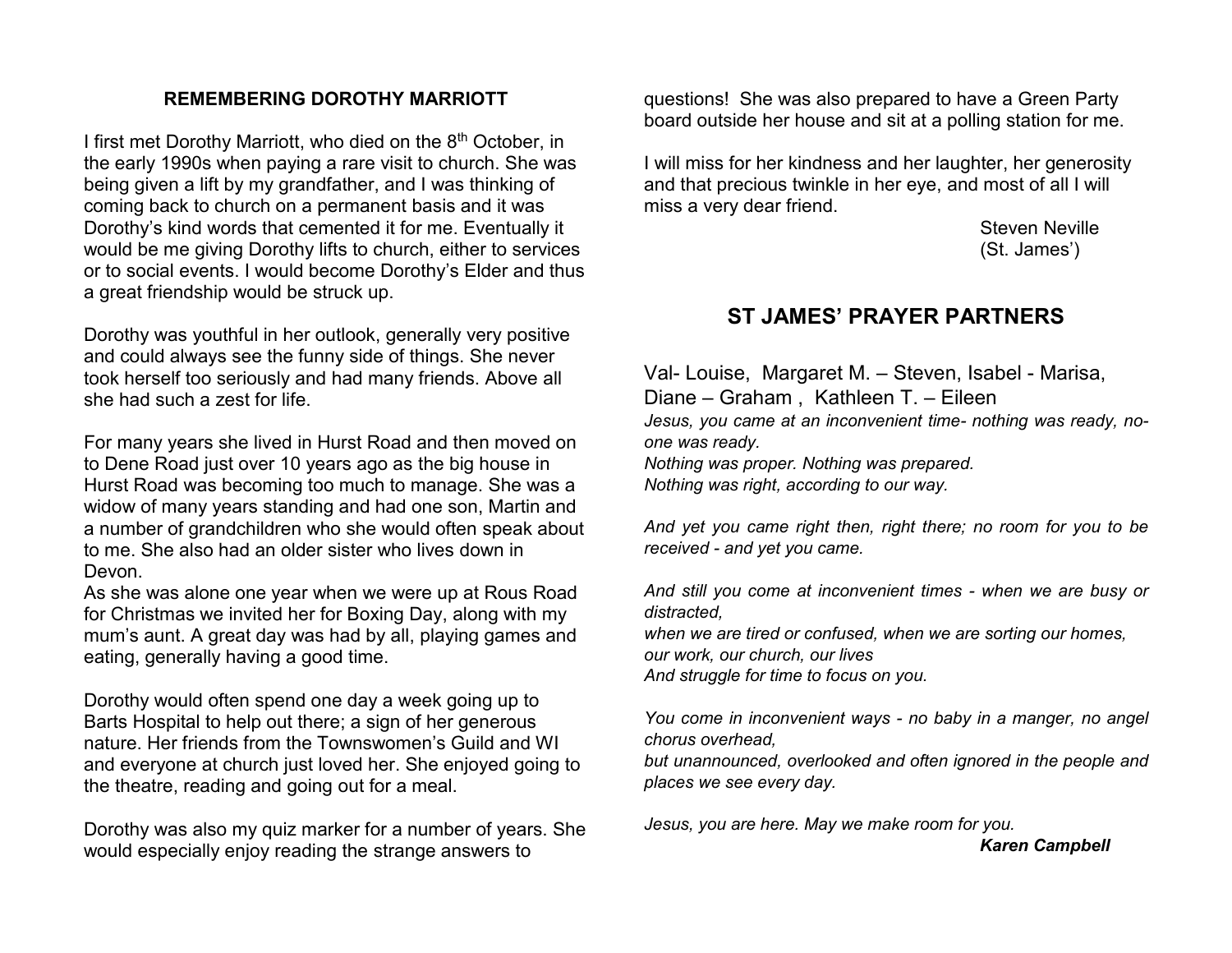## REMEMBERING DOROTHY MARRIOTT

I first met Dorothy Marriott, who died on the 8th October, in the early 1990s when paying a rare visit to church. She was being given a lift by my grandfather, and I was thinking of coming back to church on a permanent basis and it was Dorothy's kind words that cemented it for me. Eventually it would be me giving Dorothy lifts to church, either to services or to social events. I would become Dorothy's Elder and thus a great friendship would be struck up.

Dorothy was youthful in her outlook, generally very positive and could always see the funny side of things. She never took herself too seriously and had many friends. Above all she had such a zest for life.

For many years she lived in Hurst Road and then moved on to Dene Road just over 10 years ago as the big house in Hurst Road was becoming too much to manage. She was a widow of many years standing and had one son, Martin and a number of grandchildren who she would often speak about to me. She also had an older sister who lives down in Devon.
As she was alone one year when we were up at Rous Road for Christmas we invited her for Boxing Day, along with my mum's aunt. A great day was had by all, playing games and eating, generally having a good time.

Dorothy would often spend one day a week going up to Barts Hospital to help out there; a sign of her generous nature. Her friends from the Townswomen's Guild and WI and everyone at church just loved her. She enjoyed going to the theatre, reading and going out for a meal.

Dorothy was also my quiz marker for a number of years. She would especially enjoy reading the strange answers to questions! She was also prepared to have a Green Party board outside her house and sit at a polling station for me.

I will miss for her kindness and her laughter, her generosity and that precious twinkle in her eye, and most of all I will miss a very dear friend.

Steven Neville
(St. James')

## ST JAMES' PRAYER PARTNERS

Val- Louise, Margaret M. – Steven, Isabel - Marisa, Diane – Graham , Kathleen T. – Eileen

*Jesus, you came at an inconvenient time- nothing was ready, no-one was ready.*
*Nothing was proper. Nothing was prepared.*
*Nothing was right, according to our way.*

*And yet you came right then, right there; no room for you to be received - and yet you came.*

*And still you come at inconvenient times - when we are busy or distracted,*
*when we are tired or confused, when we are sorting our homes, our work, our church, our lives*
*And struggle for time to focus on you.*

*You come in inconvenient ways - no baby in a manger, no angel chorus overhead,*
*but unannounced, overlooked and often ignored in the people and places we see every day.*

*Jesus, you are here. May we make room for you.*

***Karen Campbell***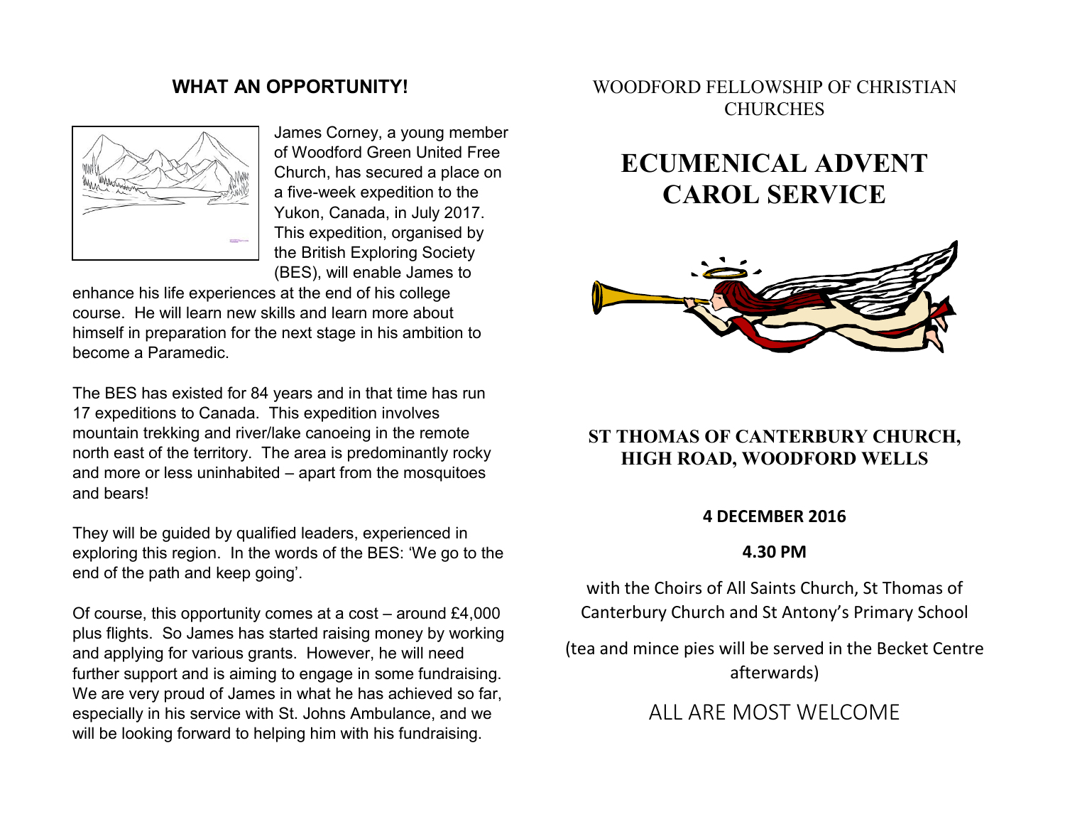## WHAT AN OPPORTUNITY!

James Corney, a young member of Woodford Green United Free Church, has secured a place on a five-week expedition to the Yukon, Canada, in July 2017. This expedition, organised by the British Exploring Society (BES), will enable James to enhance his life experiences at the end of his college course. He will learn new skills and learn more about himself in preparation for the next stage in his ambition to become a Paramedic.

The BES has existed for 84 years and in that time has run 17 expeditions to Canada. This expedition involves mountain trekking and river/lake canoeing in the remote north east of the territory. The area is predominantly rocky and more or less uninhabited – apart from the mosquitoes and bears!

They will be guided by qualified leaders, experienced in exploring this region. In the words of the BES: 'We go to the end of the path and keep going'.

Of course, this opportunity comes at a cost – around £4,000 plus flights. So James has started raising money by working and applying for various grants. However, he will need further support and is aiming to engage in some fundraising. We are very proud of James in what he has achieved so far, especially in his service with St. Johns Ambulance, and we will be looking forward to helping him with his fundraising.

WOODFORD FELLOWSHIP OF CHRISTIAN CHURCHES

# ECUMENICAL ADVENT CAROL SERVICE

**ST THOMAS OF CANTERBURY CHURCH, HIGH ROAD, WOODFORD WELLS**

**4 DECEMBER 2016**

**4.30 PM**

with the Choirs of All Saints Church, St Thomas of Canterbury Church and St Antony's Primary School

(tea and mince pies will be served in the Becket Centre afterwards)

ALL ARE MOST WELCOME